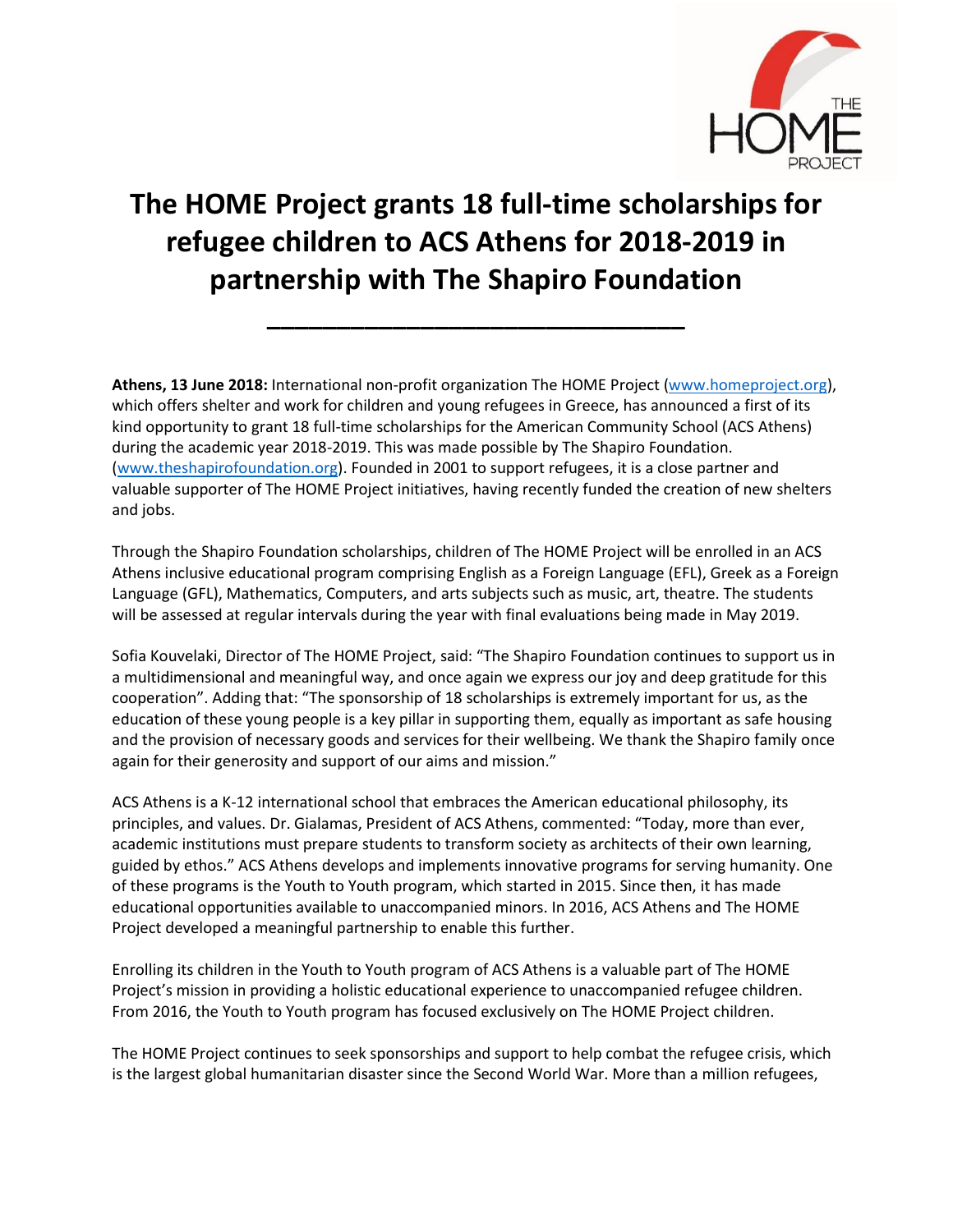# The HOME Project grants 18 full-time scholarships for refugee children to ACS Athens for 2018-2019 in partnership with The Shapiro Foundation

---

**Athens, 13 June 2018:** International non-profit organization The HOME Project (www.homeproject.org), which offers shelter and work for children and young refugees in Greece, has announced a first of its kind opportunity to grant 18 full-time scholarships for the American Community School (ACS Athens) during the academic year 2018-2019. This was made possible by The Shapiro Foundation. (www.theshapirofoundation.org). Founded in 2001 to support refugees, it is a close partner and valuable supporter of The HOME Project initiatives, having recently funded the creation of new shelters and jobs.

Through the Shapiro Foundation scholarships, children of The HOME Project will be enrolled in an ACS Athens inclusive educational program comprising English as a Foreign Language (EFL), Greek as a Foreign Language (GFL), Mathematics, Computers, and arts subjects such as music, art, theatre. The students will be assessed at regular intervals during the year with final evaluations being made in May 2019.

Sofia Kouvelaki, Director of The HOME Project, said: "The Shapiro Foundation continues to support us in a multidimensional and meaningful way, and once again we express our joy and deep gratitude for this cooperation". Adding that: "The sponsorship of 18 scholarships is extremely important for us, as the education of these young people is a key pillar in supporting them, equally as important as safe housing and the provision of necessary goods and services for their wellbeing. We thank the Shapiro family once again for their generosity and support of our aims and mission."

ACS Athens is a K-12 international school that embraces the American educational philosophy, its principles, and values. Dr. Gialamas, President of ACS Athens, commented: "Today, more than ever, academic institutions must prepare students to transform society as architects of their own learning, guided by ethos." ACS Athens develops and implements innovative programs for serving humanity. One of these programs is the Youth to Youth program, which started in 2015. Since then, it has made educational opportunities available to unaccompanied minors. In 2016, ACS Athens and The HOME Project developed a meaningful partnership to enable this further.

Enrolling its children in the Youth to Youth program of ACS Athens is a valuable part of The HOME Project's mission in providing a holistic educational experience to unaccompanied refugee children. From 2016, the Youth to Youth program has focused exclusively on The HOME Project children.

The HOME Project continues to seek sponsorships and support to help combat the refugee crisis, which is the largest global humanitarian disaster since the Second World War. More than a million refugees,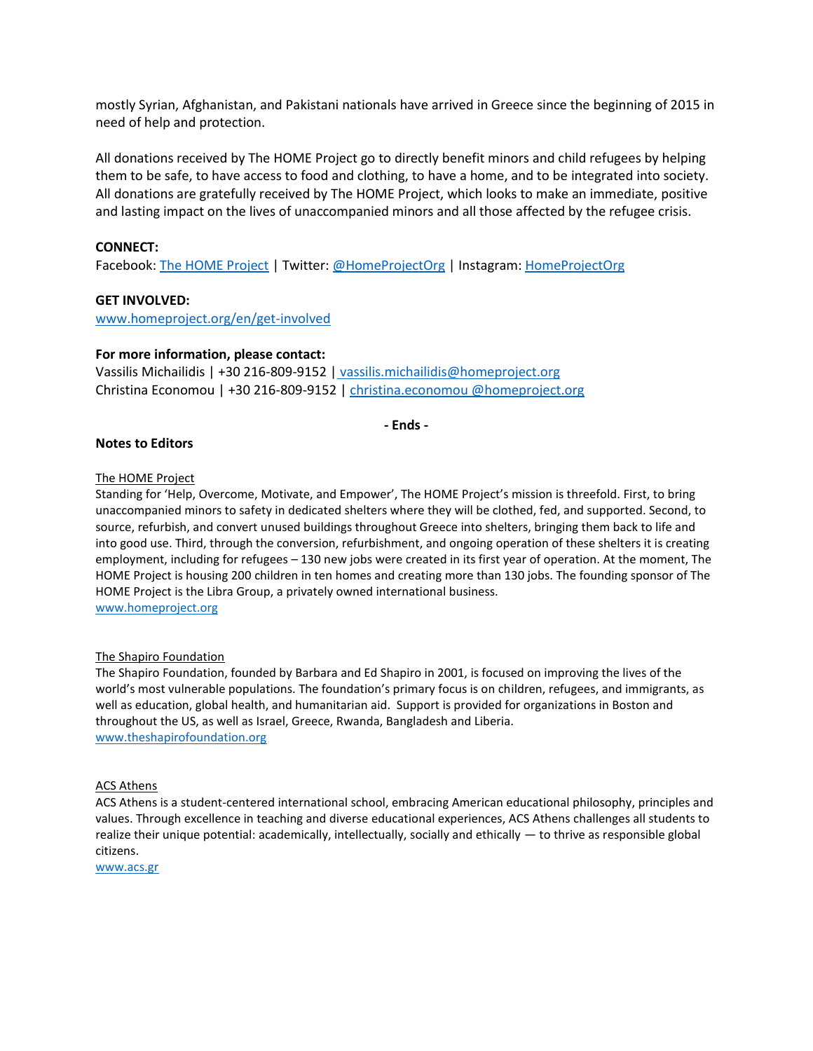mostly Syrian, Afghanistan, and Pakistani nationals have arrived in Greece since the beginning of 2015 in need of help and protection.

All donations received by The HOME Project go to directly benefit minors and child refugees by helping them to be safe, to have access to food and clothing, to have a home, and to be integrated into society. All donations are gratefully received by The HOME Project, which looks to make an immediate, positive and lasting impact on the lives of unaccompanied minors and all those affected by the refugee crisis.

**CONNECT:**
Facebook: The HOME Project | Twitter: @HomeProjectOrg | Instagram: HomeProjectOrg

**GET INVOLVED:**
www.homeproject.org/en/get-involved

**For more information, please contact:**
Vassilis Michailidis | +30 216-809-9152 | vassilis.michailidis@homeproject.org
Christina Economou | +30 216-809-9152 | christina.economou @homeproject.org

**- Ends -**

**Notes to Editors**

The HOME Project
Standing for 'Help, Overcome, Motivate, and Empower', The HOME Project's mission is threefold. First, to bring unaccompanied minors to safety in dedicated shelters where they will be clothed, fed, and supported. Second, to source, refurbish, and convert unused buildings throughout Greece into shelters, bringing them back to life and into good use. Third, through the conversion, refurbishment, and ongoing operation of these shelters it is creating employment, including for refugees – 130 new jobs were created in its first year of operation. At the moment, The HOME Project is housing 200 children in ten homes and creating more than 130 jobs. The founding sponsor of The HOME Project is the Libra Group, a privately owned international business.
www.homeproject.org

The Shapiro Foundation
The Shapiro Foundation, founded by Barbara and Ed Shapiro in 2001, is focused on improving the lives of the world's most vulnerable populations. The foundation's primary focus is on children, refugees, and immigrants, as well as education, global health, and humanitarian aid. Support is provided for organizations in Boston and throughout the US, as well as Israel, Greece, Rwanda, Bangladesh and Liberia.
www.theshapirofoundation.org

ACS Athens
ACS Athens is a student-centered international school, embracing American educational philosophy, principles and values. Through excellence in teaching and diverse educational experiences, ACS Athens challenges all students to realize their unique potential: academically, intellectually, socially and ethically — to thrive as responsible global citizens.
www.acs.gr